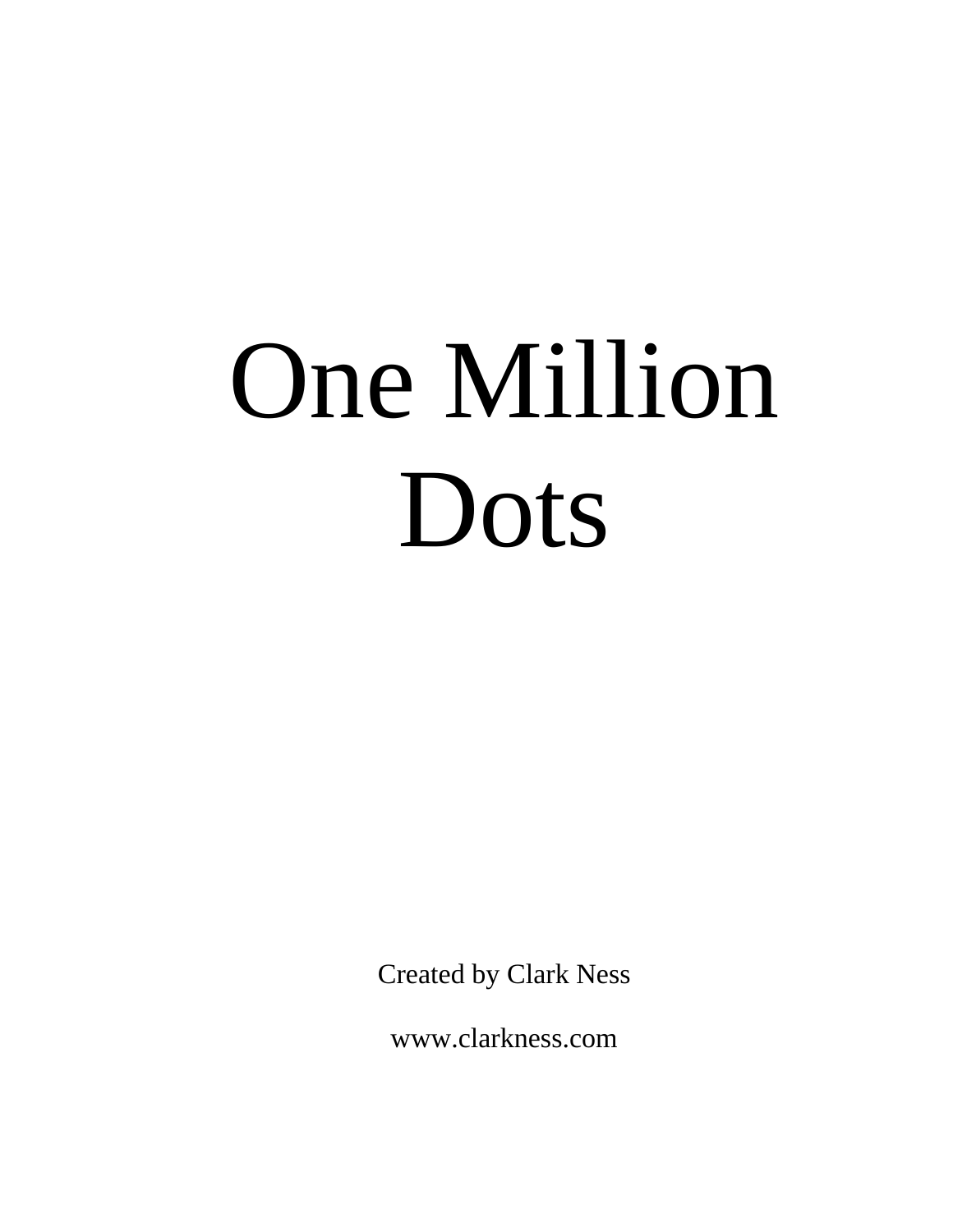# One Million Dots

Created by Clark Ness

www.clarkness.com